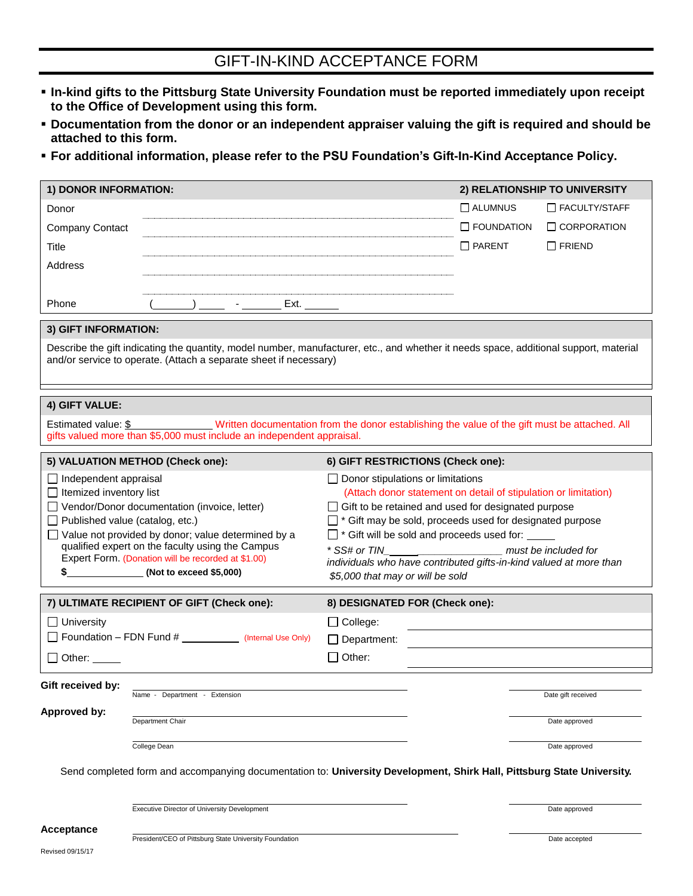# GIFT-IN-KIND ACCEPTANCE FORM

- **In-kind gifts to the Pittsburg State University Foundation must be reported immediately upon receipt to the Office of Development using this form.**
- **Documentation from the donor or an independent appraiser valuing the gift is required and should be attached to this form.**
- **For additional information, please refer to the PSU Foundation's Gift-In-Kind Acceptance Policy.**

## 1) DONOR INFORMATION:

Donor ______________________________

Company Contact ______________________________

Title ______________________________

Address ______________________________

______________________________

Phone (_______) _____ - _______ Ext. ______

## 2) RELATIONSHIP TO UNIVERSITY

- ☐ ALUMNUS
- ☐ FACULTY/STAFF
- ☐ FOUNDATION
- ☐ CORPORATION
- ☐ PARENT
- ☐ FRIEND

## 3) GIFT INFORMATION:

Describe the gift indicating the quantity, model number, manufacturer, etc., and whether it needs space, additional support, material and/or service to operate. (Attach a separate sheet if necessary)

## 4) GIFT VALUE:

Estimated value: $_______________ Written documentation from the donor establishing the value of the gift must be attached. All gifts valued more than $5,000 must include an independent appraisal.

## 5) VALUATION METHOD (Check one):

- ☐ Independent appraisal
- ☐ Itemized inventory list
- ☐ Vendor/Donor documentation (invoice, letter)
- ☐ Published value (catalog, etc.)
- ☐ Value not provided by donor; value determined by a qualified expert on the faculty using the Campus Expert Form. (Donation will be recorded at $1.00)

**$______________ (Not to exceed $5,000)**

## 6) GIFT RESTRICTIONS (Check one):

- ☐ Donor stipulations or limitations
  (Attach donor statement on detail of stipulation or limitation)
- ☐ Gift to be retained and used for designated purpose
- ☐ * Gift may be sold, proceeds used for designated purpose
- ☐ * Gift will be sold and proceeds used for: _____

*\* SS# or TIN_______________________ must be included for individuals who have contributed gifts-in-kind valued at more than $5,000 that may or will be sold*

## 7) ULTIMATE RECIPIENT OF GIFT (Check one):

- ☐ University
- ☐ Foundation – FDN Fund # __________ (Internal Use Only)
- ☐ Other: _____

## 8) DESIGNATED FOR (Check one):

- ☐ College: ______________________________
- ☐ Department: ______________________________
- ☐ Other: ______________________________

**Gift received by:** ______________________________ (Name - Department - Extension) ______________ (Date gift received)

**Approved by:** ______________________________ (Department Chair) ______________ (Date approved)

______________________________ (College Dean) ______________ (Date approved)

Send completed form and accompanying documentation to: **University Development, Shirk Hall, Pittsburg State University.**

______________________________ (Executive Director of University Development) ______________ (Date approved)

**Acceptance** ______________________________ (President/CEO of Pittsburg State University Foundation) ______________ (Date accepted)

Revised 09/15/17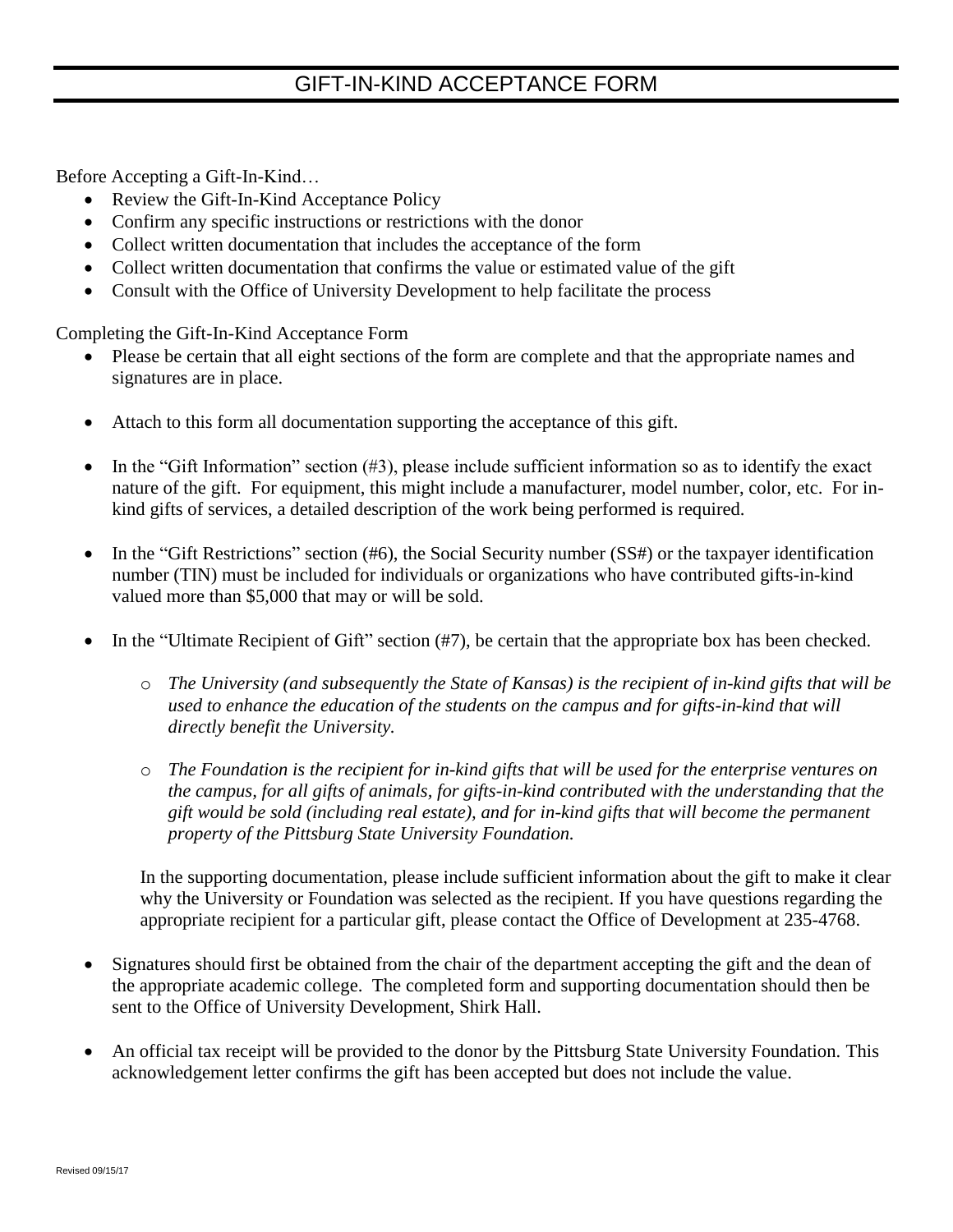# GIFT-IN-KIND ACCEPTANCE FORM

Before Accepting a Gift-In-Kind…

- Review the Gift-In-Kind Acceptance Policy
- Confirm any specific instructions or restrictions with the donor
- Collect written documentation that includes the acceptance of the form
- Collect written documentation that confirms the value or estimated value of the gift
- Consult with the Office of University Development to help facilitate the process

Completing the Gift-In-Kind Acceptance Form

- Please be certain that all eight sections of the form are complete and that the appropriate names and signatures are in place.
- Attach to this form all documentation supporting the acceptance of this gift.
- In the "Gift Information" section (#3), please include sufficient information so as to identify the exact nature of the gift. For equipment, this might include a manufacturer, model number, color, etc. For in-kind gifts of services, a detailed description of the work being performed is required.
- In the "Gift Restrictions" section (#6), the Social Security number (SS#) or the taxpayer identification number (TIN) must be included for individuals or organizations who have contributed gifts-in-kind valued more than $5,000 that may or will be sold.
- In the "Ultimate Recipient of Gift" section (#7), be certain that the appropriate box has been checked.
  - *The University (and subsequently the State of Kansas) is the recipient of in-kind gifts that will be used to enhance the education of the students on the campus and for gifts-in-kind that will directly benefit the University.*
  - *The Foundation is the recipient for in-kind gifts that will be used for the enterprise ventures on the campus, for all gifts of animals, for gifts-in-kind contributed with the understanding that the gift would be sold (including real estate), and for in-kind gifts that will become the permanent property of the Pittsburg State University Foundation.*

  In the supporting documentation, please include sufficient information about the gift to make it clear why the University or Foundation was selected as the recipient. If you have questions regarding the appropriate recipient for a particular gift, please contact the Office of Development at 235-4768.
- Signatures should first be obtained from the chair of the department accepting the gift and the dean of the appropriate academic college. The completed form and supporting documentation should then be sent to the Office of University Development, Shirk Hall.
- An official tax receipt will be provided to the donor by the Pittsburg State University Foundation. This acknowledgement letter confirms the gift has been accepted but does not include the value.

Revised 09/15/17